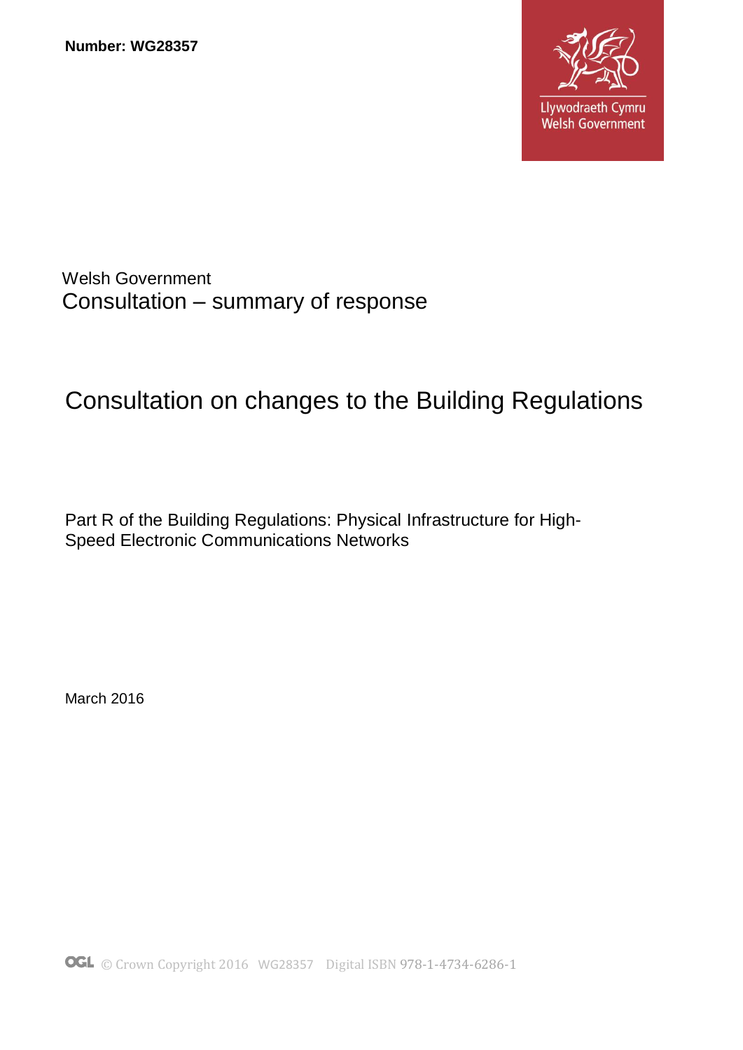**Number: WG28357**

Llywodraeth Cymru
Welsh Government

Welsh Government

Consultation – summary of response

# Consultation on changes to the Building Regulations

Part R of the Building Regulations: Physical Infrastructure for High-Speed Electronic Communications Networks

March 2016

© Crown Copyright 2016 WG28357 Digital ISBN 978-1-4734-6286-1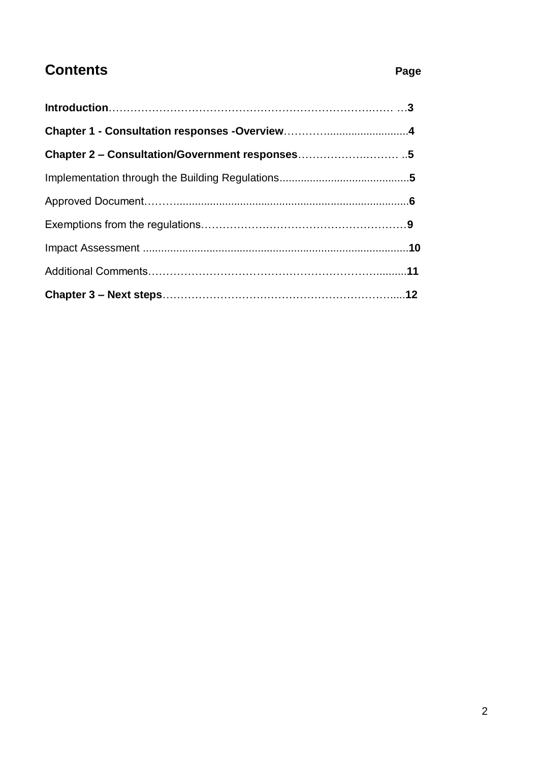## Contents

| | Page |
|---|---|
| **Introduction** | 3 |
| **Chapter 1 - Consultation responses -Overview** | 4 |
| **Chapter 2 – Consultation/Government responses** | 5 |
| Implementation through the Building Regulations | 5 |
| Approved Document | 6 |
| Exemptions from the regulations | 9 |
| Impact Assessment | 10 |
| Additional Comments | 11 |
| **Chapter 3 – Next steps** | 12 |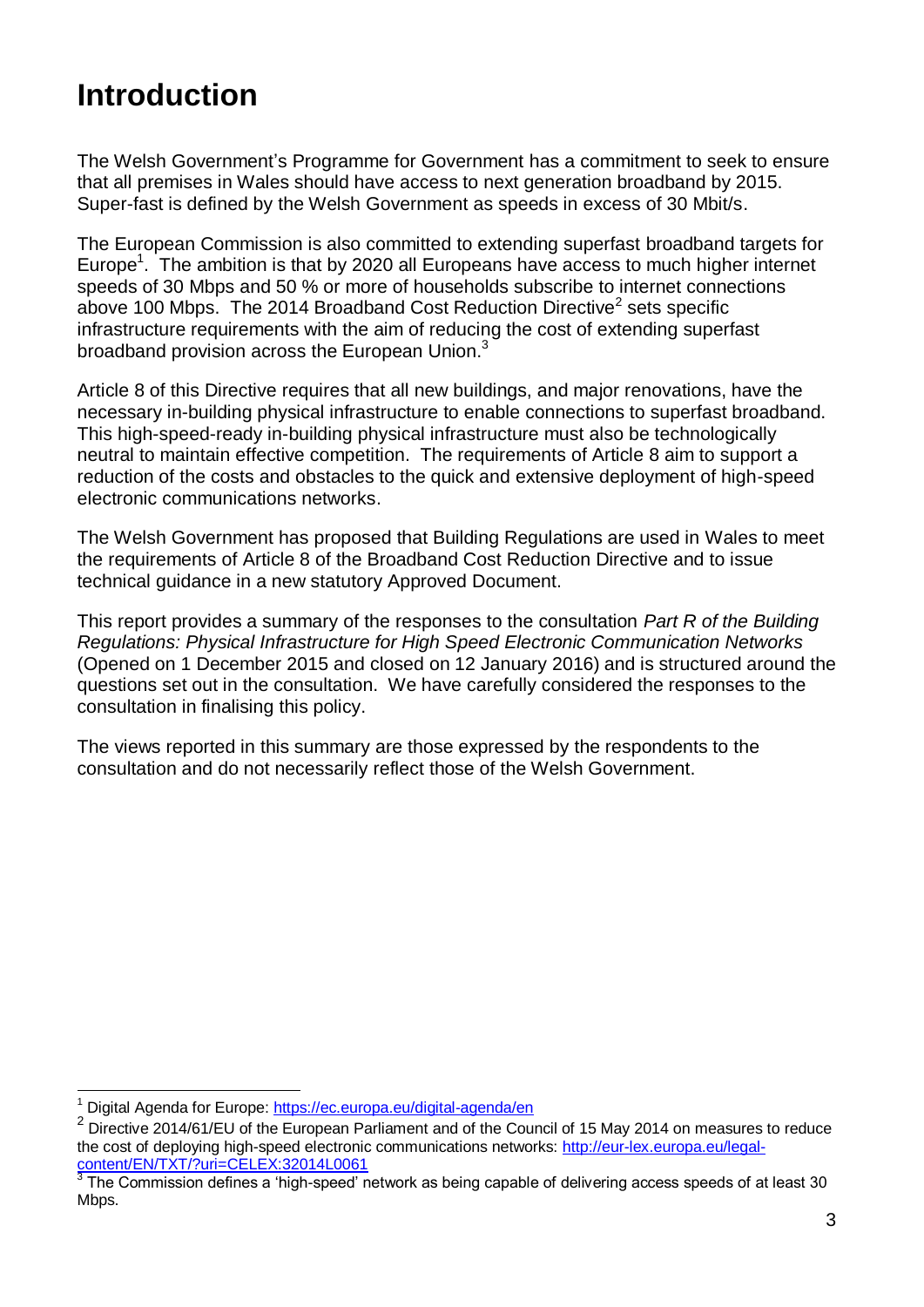# Introduction

The Welsh Government's Programme for Government has a commitment to seek to ensure that all premises in Wales should have access to next generation broadband by 2015. Super-fast is defined by the Welsh Government as speeds in excess of 30 Mbit/s.

The European Commission is also committed to extending superfast broadband targets for Europe[1]. The ambition is that by 2020 all Europeans have access to much higher internet speeds of 30 Mbps and 50 % or more of households subscribe to internet connections above 100 Mbps. The 2014 Broadband Cost Reduction Directive[2] sets specific infrastructure requirements with the aim of reducing the cost of extending superfast broadband provision across the European Union.[3]

Article 8 of this Directive requires that all new buildings, and major renovations, have the necessary in-building physical infrastructure to enable connections to superfast broadband. This high-speed-ready in-building physical infrastructure must also be technologically neutral to maintain effective competition. The requirements of Article 8 aim to support a reduction of the costs and obstacles to the quick and extensive deployment of high-speed electronic communications networks.

The Welsh Government has proposed that Building Regulations are used in Wales to meet the requirements of Article 8 of the Broadband Cost Reduction Directive and to issue technical guidance in a new statutory Approved Document.

This report provides a summary of the responses to the consultation *Part R of the Building Regulations: Physical Infrastructure for High Speed Electronic Communication Networks* (Opened on 1 December 2015 and closed on 12 January 2016) and is structured around the questions set out in the consultation. We have carefully considered the responses to the consultation in finalising this policy.

The views reported in this summary are those expressed by the respondents to the consultation and do not necessarily reflect those of the Welsh Government.

---

[1] Digital Agenda for Europe: https://ec.europa.eu/digital-agenda/en

[2] Directive 2014/61/EU of the European Parliament and of the Council of 15 May 2014 on measures to reduce the cost of deploying high-speed electronic communications networks: http://eur-lex.europa.eu/legal-content/EN/TXT/?uri=CELEX:32014L0061

[3] The Commission defines a 'high-speed' network as being capable of delivering access speeds of at least 30 Mbps.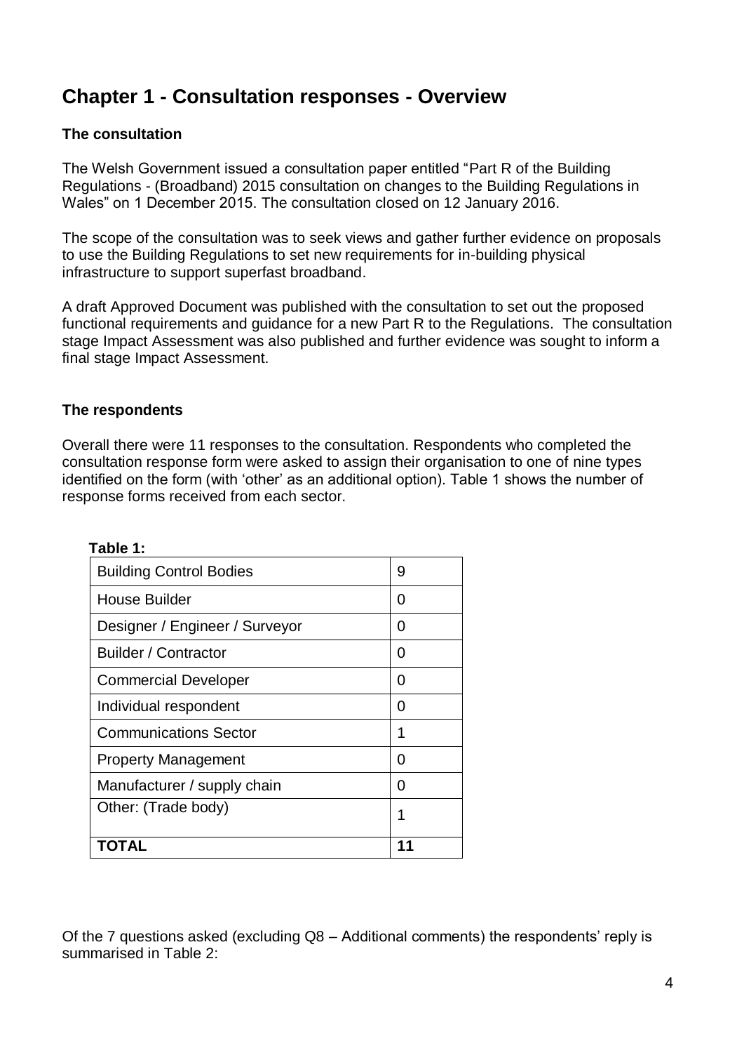# Chapter 1 - Consultation responses - Overview

### The consultation

The Welsh Government issued a consultation paper entitled "Part R of the Building Regulations - (Broadband) 2015 consultation on changes to the Building Regulations in Wales" on 1 December 2015. The consultation closed on 12 January 2016.

The scope of the consultation was to seek views and gather further evidence on proposals to use the Building Regulations to set new requirements for in-building physical infrastructure to support superfast broadband.

A draft Approved Document was published with the consultation to set out the proposed functional requirements and guidance for a new Part R to the Regulations. The consultation stage Impact Assessment was also published and further evidence was sought to inform a final stage Impact Assessment.

### The respondents

Overall there were 11 responses to the consultation. Respondents who completed the consultation response form were asked to assign their organisation to one of nine types identified on the form (with 'other' as an additional option). Table 1 shows the number of response forms received from each sector.

**Table 1:**

| | |
|---|---|
| Building Control Bodies | 9 |
| House Builder | 0 |
| Designer / Engineer / Surveyor | 0 |
| Builder / Contractor | 0 |
| Commercial Developer | 0 |
| Individual respondent | 0 |
| Communications Sector | 1 |
| Property Management | 0 |
| Manufacturer / supply chain | 0 |
| Other: (Trade body) | 1 |
| **TOTAL** | **11** |

Of the 7 questions asked (excluding Q8 – Additional comments) the respondents' reply is summarised in Table 2: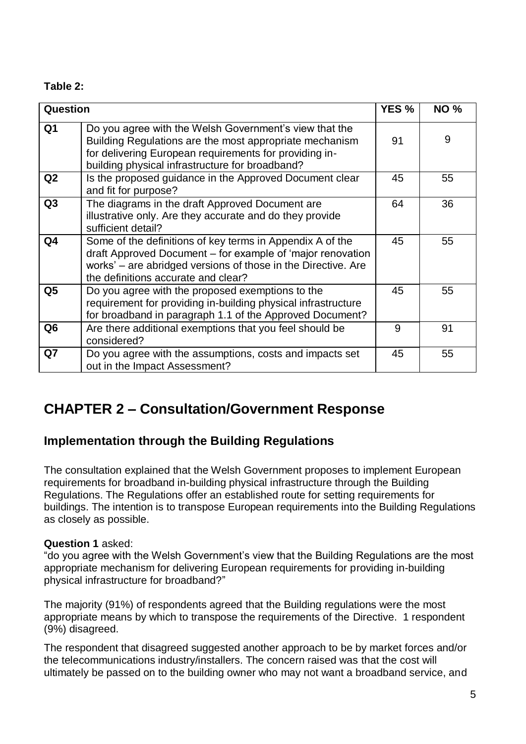**Table 2:**

| Question | | YES % | NO % |
| --- | --- | --- | --- |
| **Q1** | Do you agree with the Welsh Government's view that the Building Regulations are the most appropriate mechanism for delivering European requirements for providing in-building physical infrastructure for broadband? | 91 | 9 |
| **Q2** | Is the proposed guidance in the Approved Document clear and fit for purpose? | 45 | 55 |
| **Q3** | The diagrams in the draft Approved Document are illustrative only. Are they accurate and do they provide sufficient detail? | 64 | 36 |
| **Q4** | Some of the definitions of key terms in Appendix A of the draft Approved Document – for example of 'major renovation works' – are abridged versions of those in the Directive. Are the definitions accurate and clear? | 45 | 55 |
| **Q5** | Do you agree with the proposed exemptions to the requirement for providing in-building physical infrastructure for broadband in paragraph 1.1 of the Approved Document? | 45 | 55 |
| **Q6** | Are there additional exemptions that you feel should be considered? | 9 | 91 |
| **Q7** | Do you agree with the assumptions, costs and impacts set out in the Impact Assessment? | 45 | 55 |

# CHAPTER 2 – Consultation/Government Response

## Implementation through the Building Regulations

The consultation explained that the Welsh Government proposes to implement European requirements for broadband in-building physical infrastructure through the Building Regulations. The Regulations offer an established route for setting requirements for buildings. The intention is to transpose European requirements into the Building Regulations as closely as possible.

**Question 1** asked:
"do you agree with the Welsh Government's view that the Building Regulations are the most appropriate mechanism for delivering European requirements for providing in-building physical infrastructure for broadband?"

The majority (91%) of respondents agreed that the Building regulations were the most appropriate means by which to transpose the requirements of the Directive. 1 respondent (9%) disagreed.

The respondent that disagreed suggested another approach to be by market forces and/or the telecommunications industry/installers. The concern raised was that the cost will ultimately be passed on to the building owner who may not want a broadband service, and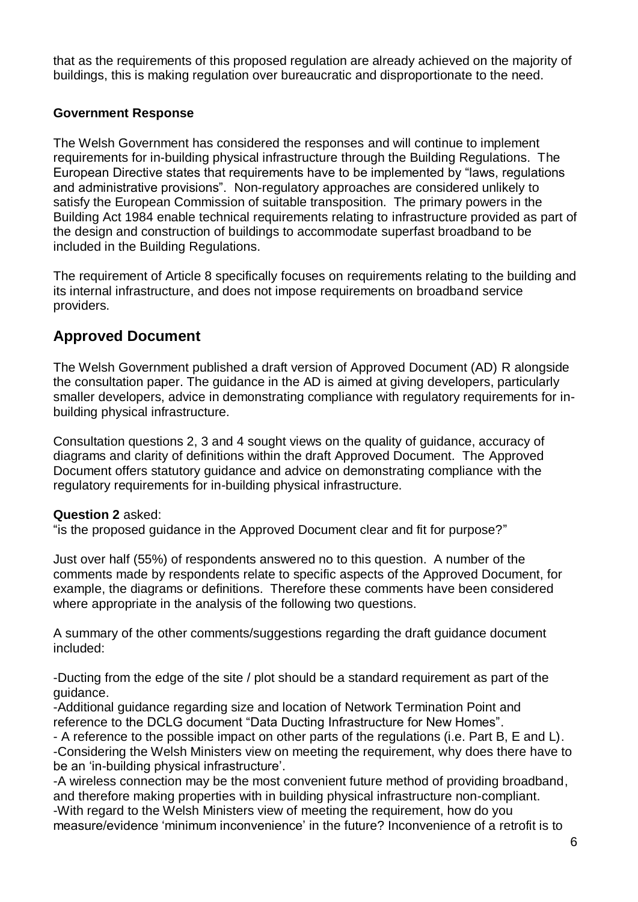that as the requirements of this proposed regulation are already achieved on the majority of buildings, this is making regulation over bureaucratic and disproportionate to the need.

**Government Response**

The Welsh Government has considered the responses and will continue to implement requirements for in-building physical infrastructure through the Building Regulations. The European Directive states that requirements have to be implemented by "laws, regulations and administrative provisions". Non-regulatory approaches are considered unlikely to satisfy the European Commission of suitable transposition. The primary powers in the Building Act 1984 enable technical requirements relating to infrastructure provided as part of the design and construction of buildings to accommodate superfast broadband to be included in the Building Regulations.

The requirement of Article 8 specifically focuses on requirements relating to the building and its internal infrastructure, and does not impose requirements on broadband service providers.

## Approved Document

The Welsh Government published a draft version of Approved Document (AD) R alongside the consultation paper. The guidance in the AD is aimed at giving developers, particularly smaller developers, advice in demonstrating compliance with regulatory requirements for in-building physical infrastructure.

Consultation questions 2, 3 and 4 sought views on the quality of guidance, accuracy of diagrams and clarity of definitions within the draft Approved Document. The Approved Document offers statutory guidance and advice on demonstrating compliance with the regulatory requirements for in-building physical infrastructure.

**Question 2** asked:
"is the proposed guidance in the Approved Document clear and fit for purpose?"

Just over half (55%) of respondents answered no to this question. A number of the comments made by respondents relate to specific aspects of the Approved Document, for example, the diagrams or definitions. Therefore these comments have been considered where appropriate in the analysis of the following two questions.

A summary of the other comments/suggestions regarding the draft guidance document included:

-Ducting from the edge of the site / plot should be a standard requirement as part of the guidance.
-Additional guidance regarding size and location of Network Termination Point and reference to the DCLG document "Data Ducting Infrastructure for New Homes".
- A reference to the possible impact on other parts of the regulations (i.e. Part B, E and L).
-Considering the Welsh Ministers view on meeting the requirement, why does there have to be an 'in-building physical infrastructure'.
-A wireless connection may be the most convenient future method of providing broadband, and therefore making properties with in building physical infrastructure non-compliant.
-With regard to the Welsh Ministers view of meeting the requirement, how do you measure/evidence 'minimum inconvenience' in the future? Inconvenience of a retrofit is to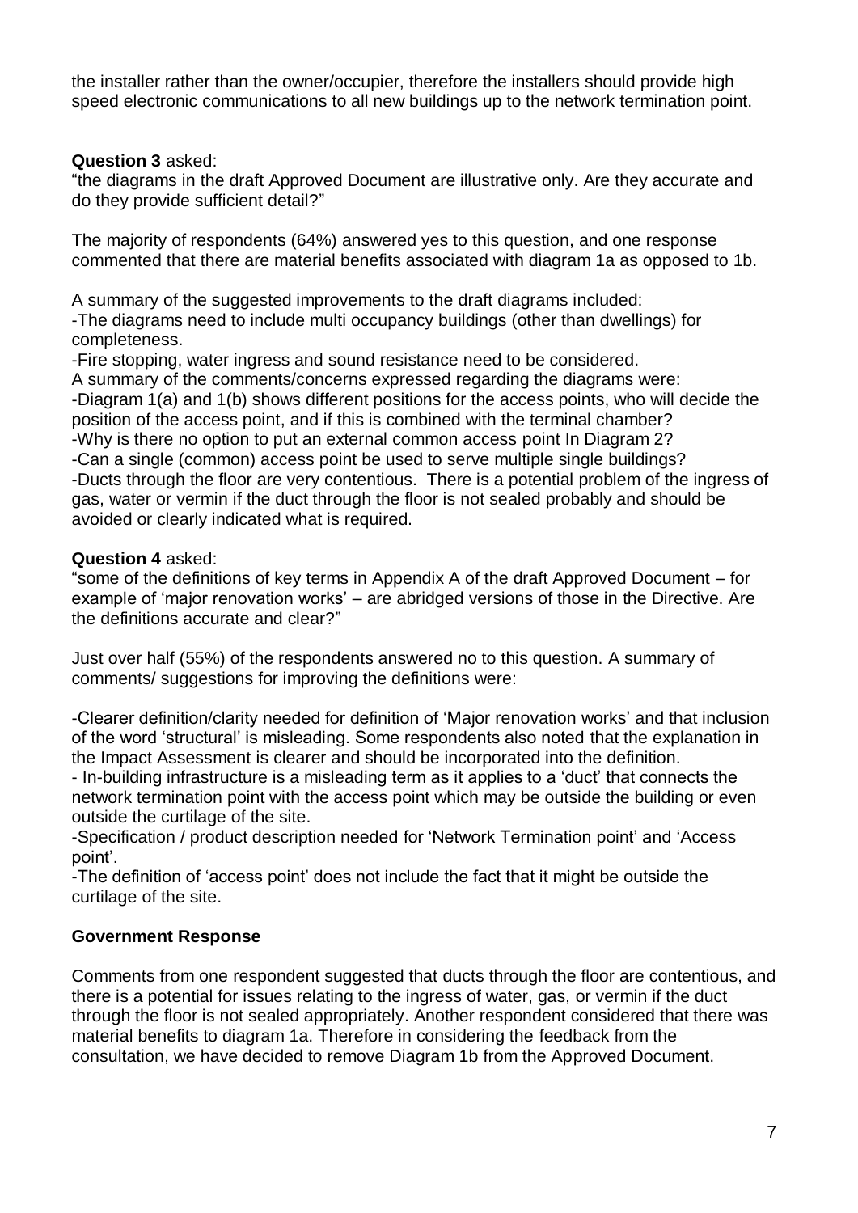the installer rather than the owner/occupier, therefore the installers should provide high speed electronic communications to all new buildings up to the network termination point.

**Question 3** asked:
"the diagrams in the draft Approved Document are illustrative only. Are they accurate and do they provide sufficient detail?"

The majority of respondents (64%) answered yes to this question, and one response commented that there are material benefits associated with diagram 1a as opposed to 1b.

A summary of the suggested improvements to the draft diagrams included:
-The diagrams need to include multi occupancy buildings (other than dwellings) for completeness.
-Fire stopping, water ingress and sound resistance need to be considered.
A summary of the comments/concerns expressed regarding the diagrams were:
-Diagram 1(a) and 1(b) shows different positions for the access points, who will decide the position of the access point, and if this is combined with the terminal chamber?
-Why is there no option to put an external common access point In Diagram 2?
-Can a single (common) access point be used to serve multiple single buildings?
-Ducts through the floor are very contentious. There is a potential problem of the ingress of gas, water or vermin if the duct through the floor is not sealed probably and should be avoided or clearly indicated what is required.

**Question 4** asked:
"some of the definitions of key terms in Appendix A of the draft Approved Document – for example of 'major renovation works' – are abridged versions of those in the Directive. Are the definitions accurate and clear?"

Just over half (55%) of the respondents answered no to this question. A summary of comments/ suggestions for improving the definitions were:

-Clearer definition/clarity needed for definition of 'Major renovation works' and that inclusion of the word 'structural' is misleading. Some respondents also noted that the explanation in the Impact Assessment is clearer and should be incorporated into the definition.
- In-building infrastructure is a misleading term as it applies to a 'duct' that connects the network termination point with the access point which may be outside the building or even outside the curtilage of the site.
-Specification / product description needed for 'Network Termination point' and 'Access point'.
-The definition of 'access point' does not include the fact that it might be outside the curtilage of the site.

**Government Response**

Comments from one respondent suggested that ducts through the floor are contentious, and there is a potential for issues relating to the ingress of water, gas, or vermin if the duct through the floor is not sealed appropriately. Another respondent considered that there was material benefits to diagram 1a. Therefore in considering the feedback from the consultation, we have decided to remove Diagram 1b from the Approved Document.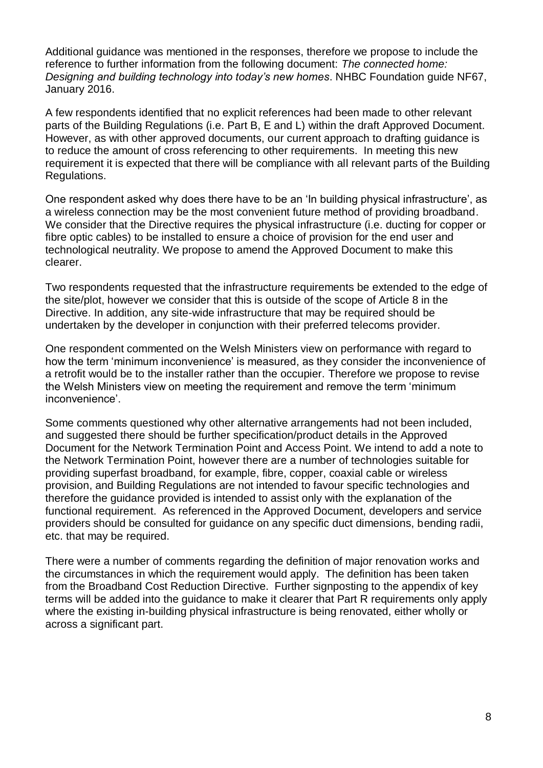Additional guidance was mentioned in the responses, therefore we propose to include the reference to further information from the following document: *The connected home: Designing and building technology into today's new homes*. NHBC Foundation guide NF67, January 2016.

A few respondents identified that no explicit references had been made to other relevant parts of the Building Regulations (i.e. Part B, E and L) within the draft Approved Document. However, as with other approved documents, our current approach to drafting guidance is to reduce the amount of cross referencing to other requirements. In meeting this new requirement it is expected that there will be compliance with all relevant parts of the Building Regulations.

One respondent asked why does there have to be an 'In building physical infrastructure', as a wireless connection may be the most convenient future method of providing broadband. We consider that the Directive requires the physical infrastructure (i.e. ducting for copper or fibre optic cables) to be installed to ensure a choice of provision for the end user and technological neutrality. We propose to amend the Approved Document to make this clearer.

Two respondents requested that the infrastructure requirements be extended to the edge of the site/plot, however we consider that this is outside of the scope of Article 8 in the Directive. In addition, any site-wide infrastructure that may be required should be undertaken by the developer in conjunction with their preferred telecoms provider.

One respondent commented on the Welsh Ministers view on performance with regard to how the term 'minimum inconvenience' is measured, as they consider the inconvenience of a retrofit would be to the installer rather than the occupier. Therefore we propose to revise the Welsh Ministers view on meeting the requirement and remove the term 'minimum inconvenience'.

Some comments questioned why other alternative arrangements had not been included, and suggested there should be further specification/product details in the Approved Document for the Network Termination Point and Access Point. We intend to add a note to the Network Termination Point, however there are a number of technologies suitable for providing superfast broadband, for example, fibre, copper, coaxial cable or wireless provision, and Building Regulations are not intended to favour specific technologies and therefore the guidance provided is intended to assist only with the explanation of the functional requirement. As referenced in the Approved Document, developers and service providers should be consulted for guidance on any specific duct dimensions, bending radii, etc. that may be required.

There were a number of comments regarding the definition of major renovation works and the circumstances in which the requirement would apply. The definition has been taken from the Broadband Cost Reduction Directive. Further signposting to the appendix of key terms will be added into the guidance to make it clearer that Part R requirements only apply where the existing in-building physical infrastructure is being renovated, either wholly or across a significant part.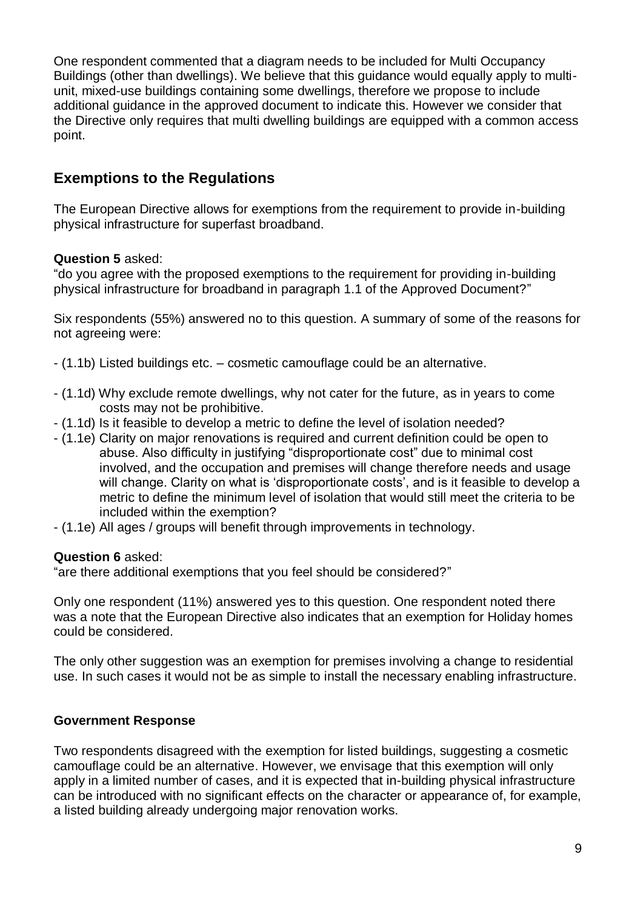One respondent commented that a diagram needs to be included for Multi Occupancy Buildings (other than dwellings). We believe that this guidance would equally apply to multi-unit, mixed-use buildings containing some dwellings, therefore we propose to include additional guidance in the approved document to indicate this. However we consider that the Directive only requires that multi dwelling buildings are equipped with a common access point.

## Exemptions to the Regulations

The European Directive allows for exemptions from the requirement to provide in-building physical infrastructure for superfast broadband.

**Question 5** asked:
"do you agree with the proposed exemptions to the requirement for providing in-building physical infrastructure for broadband in paragraph 1.1 of the Approved Document?"

Six respondents (55%) answered no to this question. A summary of some of the reasons for not agreeing were:

- (1.1b) Listed buildings etc. – cosmetic camouflage could be an alternative.
- (1.1d) Why exclude remote dwellings, why not cater for the future, as in years to come costs may not be prohibitive.
- (1.1d) Is it feasible to develop a metric to define the level of isolation needed?
- (1.1e) Clarity on major renovations is required and current definition could be open to abuse. Also difficulty in justifying "disproportionate cost" due to minimal cost involved, and the occupation and premises will change therefore needs and usage will change. Clarity on what is 'disproportionate costs', and is it feasible to develop a metric to define the minimum level of isolation that would still meet the criteria to be included within the exemption?
- (1.1e) All ages / groups will benefit through improvements in technology.

**Question 6** asked:
"are there additional exemptions that you feel should be considered?"

Only one respondent (11%) answered yes to this question. One respondent noted there was a note that the European Directive also indicates that an exemption for Holiday homes could be considered.

The only other suggestion was an exemption for premises involving a change to residential use. In such cases it would not be as simple to install the necessary enabling infrastructure.

### Government Response

Two respondents disagreed with the exemption for listed buildings, suggesting a cosmetic camouflage could be an alternative. However, we envisage that this exemption will only apply in a limited number of cases, and it is expected that in-building physical infrastructure can be introduced with no significant effects on the character or appearance of, for example, a listed building already undergoing major renovation works.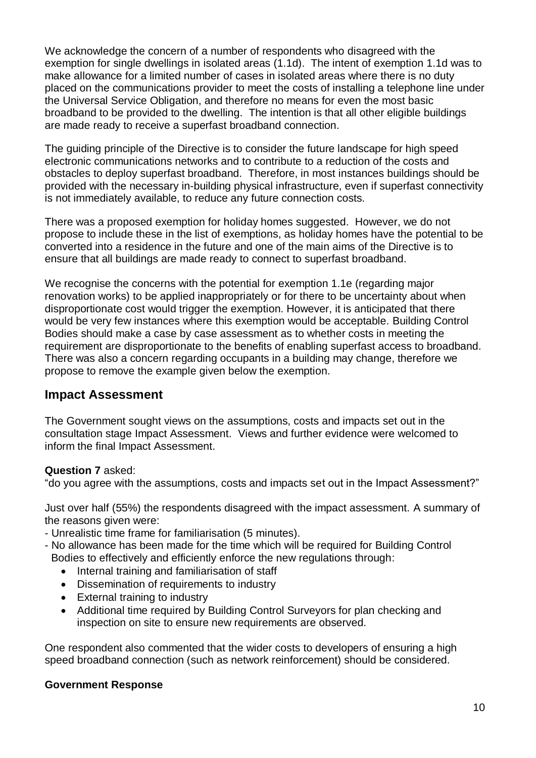We acknowledge the concern of a number of respondents who disagreed with the exemption for single dwellings in isolated areas (1.1d). The intent of exemption 1.1d was to make allowance for a limited number of cases in isolated areas where there is no duty placed on the communications provider to meet the costs of installing a telephone line under the Universal Service Obligation, and therefore no means for even the most basic broadband to be provided to the dwelling. The intention is that all other eligible buildings are made ready to receive a superfast broadband connection.

The guiding principle of the Directive is to consider the future landscape for high speed electronic communications networks and to contribute to a reduction of the costs and obstacles to deploy superfast broadband. Therefore, in most instances buildings should be provided with the necessary in-building physical infrastructure, even if superfast connectivity is not immediately available, to reduce any future connection costs.

There was a proposed exemption for holiday homes suggested. However, we do not propose to include these in the list of exemptions, as holiday homes have the potential to be converted into a residence in the future and one of the main aims of the Directive is to ensure that all buildings are made ready to connect to superfast broadband.

We recognise the concerns with the potential for exemption 1.1e (regarding major renovation works) to be applied inappropriately or for there to be uncertainty about when disproportionate cost would trigger the exemption. However, it is anticipated that there would be very few instances where this exemption would be acceptable. Building Control Bodies should make a case by case assessment as to whether costs in meeting the requirement are disproportionate to the benefits of enabling superfast access to broadband. There was also a concern regarding occupants in a building may change, therefore we propose to remove the example given below the exemption.

## Impact Assessment

The Government sought views on the assumptions, costs and impacts set out in the consultation stage Impact Assessment. Views and further evidence were welcomed to inform the final Impact Assessment.

**Question 7** asked:
"do you agree with the assumptions, costs and impacts set out in the Impact Assessment?"

Just over half (55%) the respondents disagreed with the impact assessment. A summary of the reasons given were:

- Unrealistic time frame for familiarisation (5 minutes).
- No allowance has been made for the time which will be required for Building Control Bodies to effectively and efficiently enforce the new regulations through:
  - Internal training and familiarisation of staff
  - Dissemination of requirements to industry
  - External training to industry
  - Additional time required by Building Control Surveyors for plan checking and inspection on site to ensure new requirements are observed.

One respondent also commented that the wider costs to developers of ensuring a high speed broadband connection (such as network reinforcement) should be considered.

**Government Response**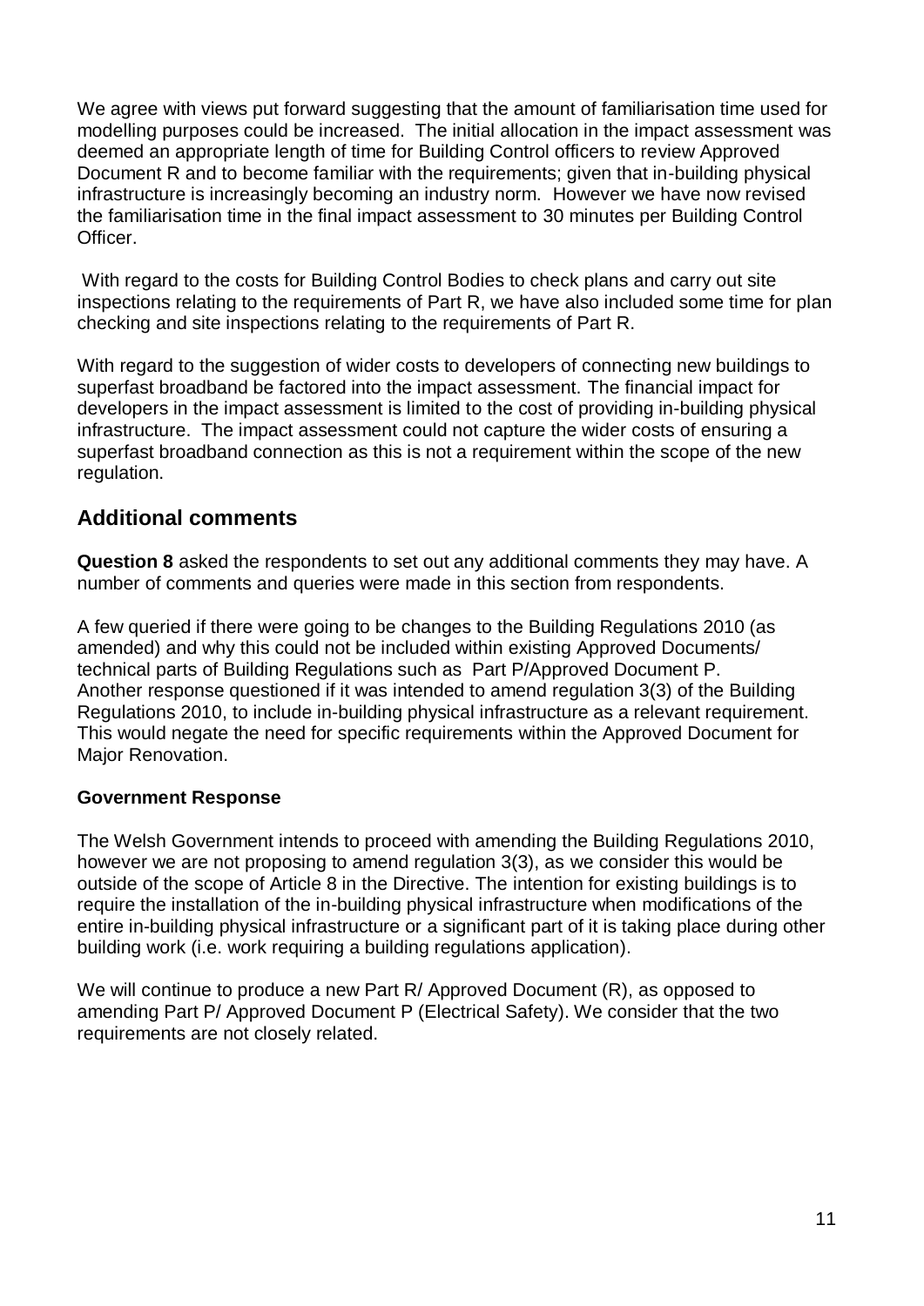We agree with views put forward suggesting that the amount of familiarisation time used for modelling purposes could be increased. The initial allocation in the impact assessment was deemed an appropriate length of time for Building Control officers to review Approved Document R and to become familiar with the requirements; given that in-building physical infrastructure is increasingly becoming an industry norm. However we have now revised the familiarisation time in the final impact assessment to 30 minutes per Building Control Officer.

With regard to the costs for Building Control Bodies to check plans and carry out site inspections relating to the requirements of Part R, we have also included some time for plan checking and site inspections relating to the requirements of Part R.

With regard to the suggestion of wider costs to developers of connecting new buildings to superfast broadband be factored into the impact assessment. The financial impact for developers in the impact assessment is limited to the cost of providing in-building physical infrastructure. The impact assessment could not capture the wider costs of ensuring a superfast broadband connection as this is not a requirement within the scope of the new regulation.

## Additional comments

**Question 8** asked the respondents to set out any additional comments they may have. A number of comments and queries were made in this section from respondents.

A few queried if there were going to be changes to the Building Regulations 2010 (as amended) and why this could not be included within existing Approved Documents/ technical parts of Building Regulations such as Part P/Approved Document P. Another response questioned if it was intended to amend regulation 3(3) of the Building Regulations 2010, to include in-building physical infrastructure as a relevant requirement. This would negate the need for specific requirements within the Approved Document for Major Renovation.

**Government Response**

The Welsh Government intends to proceed with amending the Building Regulations 2010, however we are not proposing to amend regulation 3(3), as we consider this would be outside of the scope of Article 8 in the Directive. The intention for existing buildings is to require the installation of the in-building physical infrastructure when modifications of the entire in-building physical infrastructure or a significant part of it is taking place during other building work (i.e. work requiring a building regulations application).

We will continue to produce a new Part R/ Approved Document (R), as opposed to amending Part P/ Approved Document P (Electrical Safety). We consider that the two requirements are not closely related.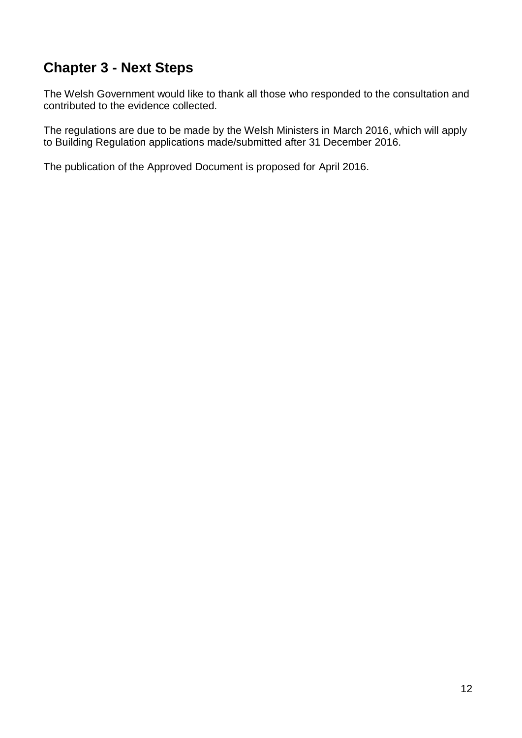## Chapter 3 - Next Steps

The Welsh Government would like to thank all those who responded to the consultation and contributed to the evidence collected.

The regulations are due to be made by the Welsh Ministers in March 2016, which will apply to Building Regulation applications made/submitted after 31 December 2016.

The publication of the Approved Document is proposed for April 2016.